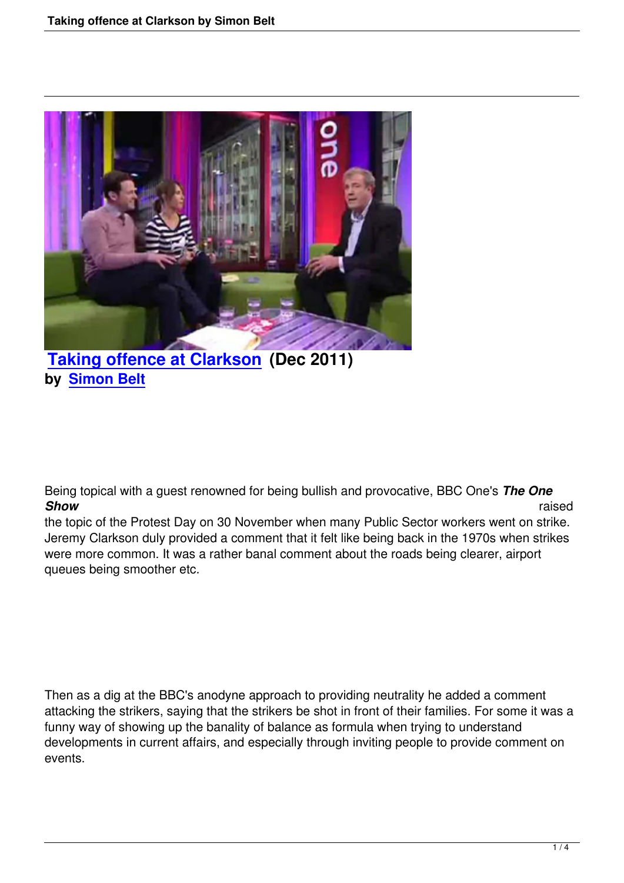# Taking offence at Clarkson (Dec 2011)

**by Simon Belt**

Being topical with a guest renowned for being bullish and provocative, BBC One's ***The One Show*** raised the topic of the Protest Day on 30 November when many Public Sector workers went on strike. Jeremy Clarkson duly provided a comment that it felt like being back in the 1970s when strikes were more common. It was a rather banal comment about the roads being clearer, airport queues being smoother etc.

Then as a dig at the BBC's anodyne approach to providing neutrality he added a comment attacking the strikers, saying that the strikers be shot in front of their families. For some it was a funny way of showing up the banality of balance as formula when trying to understand developments in current affairs, and especially through inviting people to provide comment on events.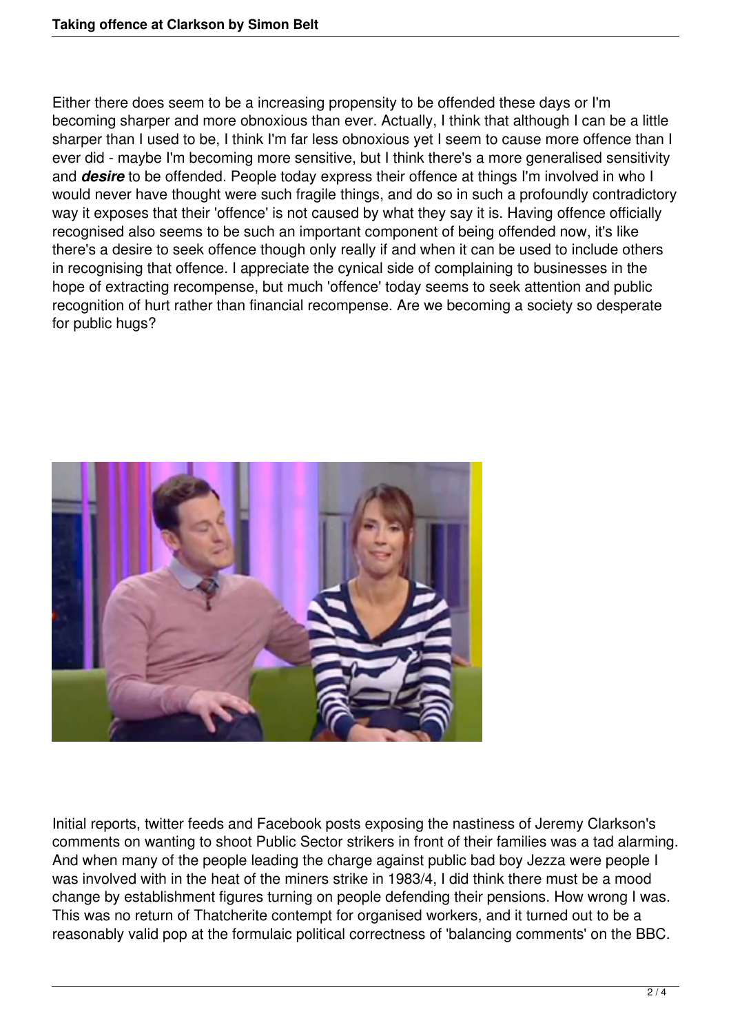Either there does seem to be a increasing propensity to be offended these days or I'm becoming sharper and more obnoxious than ever. Actually, I think that although I can be a little sharper than I used to be, I think I'm far less obnoxious yet I seem to cause more offence than I ever did - maybe I'm becoming more sensitive, but I think there's a more generalised sensitivity and ***desire*** to be offended. People today express their offence at things I'm involved in who I would never have thought were such fragile things, and do so in such a profoundly contradictory way it exposes that their 'offence' is not caused by what they say it is. Having offence officially recognised also seems to be such an important component of being offended now, it's like there's a desire to seek offence though only really if and when it can be used to include others in recognising that offence. I appreciate the cynical side of complaining to businesses in the hope of extracting recompense, but much 'offence' today seems to seek attention and public recognition of hurt rather than financial recompense. Are we becoming a society so desperate for public hugs?

Initial reports, twitter feeds and Facebook posts exposing the nastiness of Jeremy Clarkson's comments on wanting to shoot Public Sector strikers in front of their families was a tad alarming. And when many of the people leading the charge against public bad boy Jezza were people I was involved with in the heat of the miners strike in 1983/4, I did think there must be a mood change by establishment figures turning on people defending their pensions. How wrong I was. This was no return of Thatcherite contempt for organised workers, and it turned out to be a reasonably valid pop at the formulaic political correctness of 'balancing comments' on the BBC.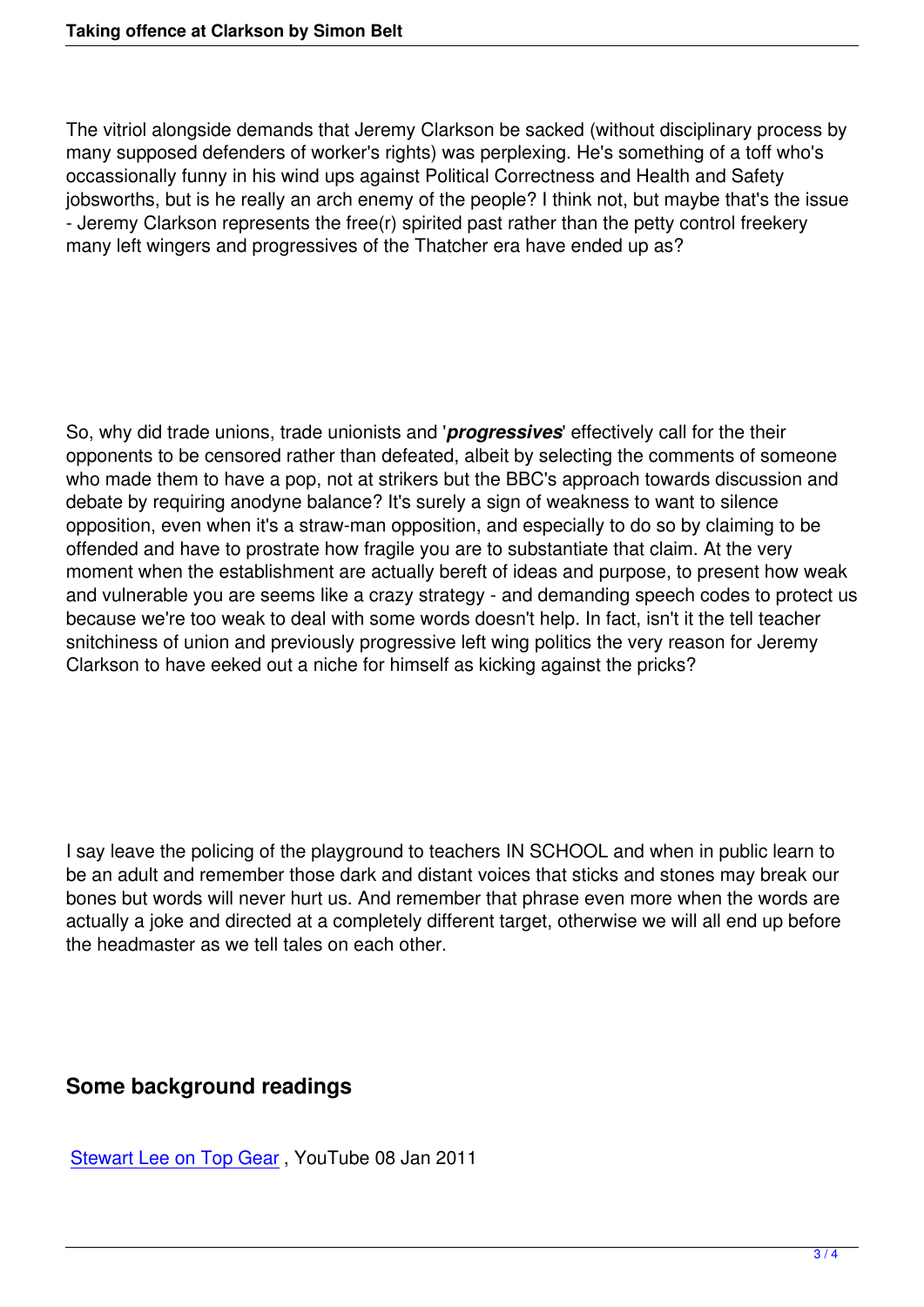The vitriol alongside demands that Jeremy Clarkson be sacked (without disciplinary process by many supposed defenders of worker's rights) was perplexing. He's something of a toff who's occassionally funny in his wind ups against Political Correctness and Health and Safety jobsworths, but is he really an arch enemy of the people? I think not, but maybe that's the issue - Jeremy Clarkson represents the free(r) spirited past rather than the petty control freekery many left wingers and progressives of the Thatcher era have ended up as?

So, why did trade unions, trade unionists and '***progressives***' effectively call for the their opponents to be censored rather than defeated, albeit by selecting the comments of someone who made them to have a pop, not at strikers but the BBC's approach towards discussion and debate by requiring anodyne balance? It's surely a sign of weakness to want to silence opposition, even when it's a straw-man opposition, and especially to do so by claiming to be offended and have to prostrate how fragile you are to substantiate that claim. At the very moment when the establishment are actually bereft of ideas and purpose, to present how weak and vulnerable you are seems like a crazy strategy - and demanding speech codes to protect us because we're too weak to deal with some words doesn't help. In fact, isn't it the tell teacher snitchiness of union and previously progressive left wing politics the very reason for Jeremy Clarkson to have eeked out a niche for himself as kicking against the pricks?

I say leave the policing of the playground to teachers IN SCHOOL and when in public learn to be an adult and remember those dark and distant voices that sticks and stones may break our bones but words will never hurt us. And remember that phrase even more when the words are actually a joke and directed at a completely different target, otherwise we will all end up before the headmaster as we tell tales on each other.

## Some background readings

Stewart Lee on Top Gear , YouTube 08 Jan 2011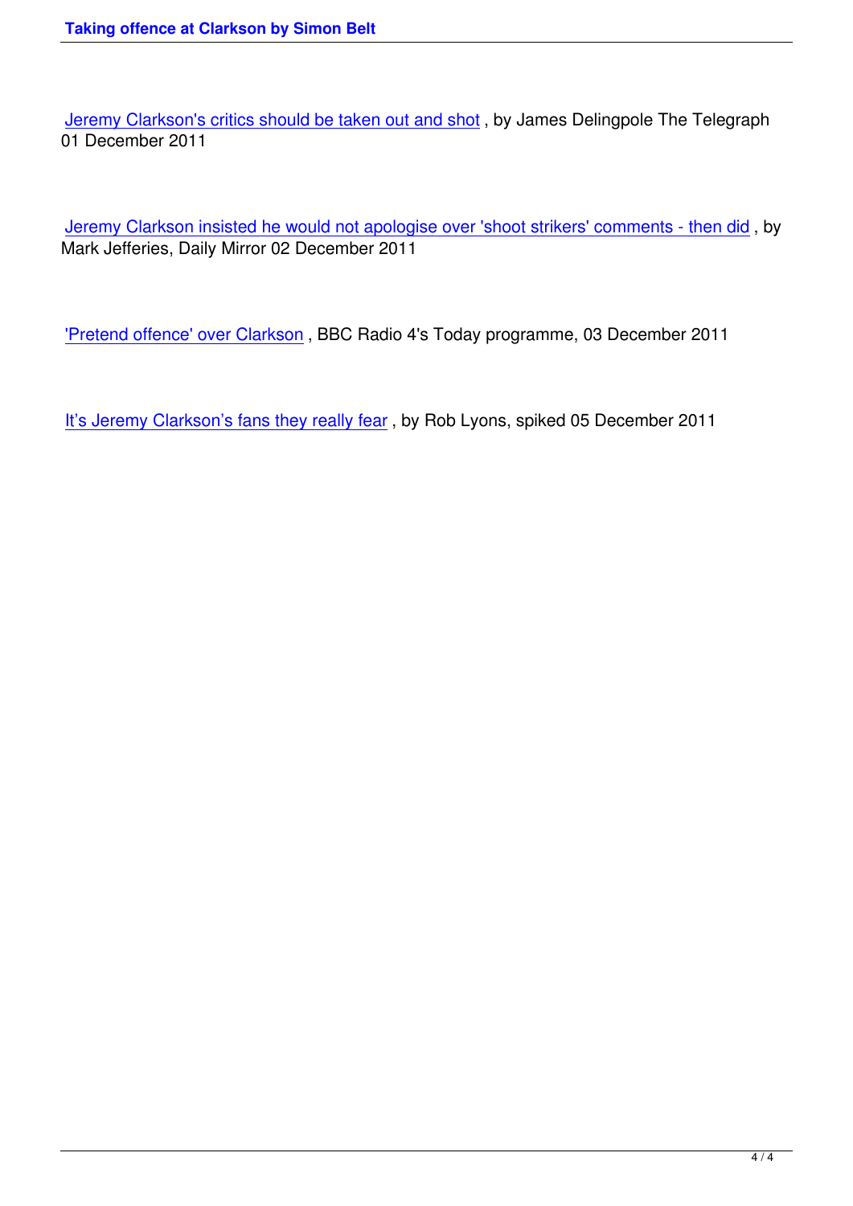Jeremy Clarkson's critics should be taken out and shot , by James Delingpole The Telegraph 01 December 2011

Jeremy Clarkson insisted he would not apologise over 'shoot strikers' comments - then did , by Mark Jefferies, Daily Mirror 02 December 2011

'Pretend offence' over Clarkson , BBC Radio 4's Today programme, 03 December 2011

It's Jeremy Clarkson's fans they really fear , by Rob Lyons, spiked 05 December 2011